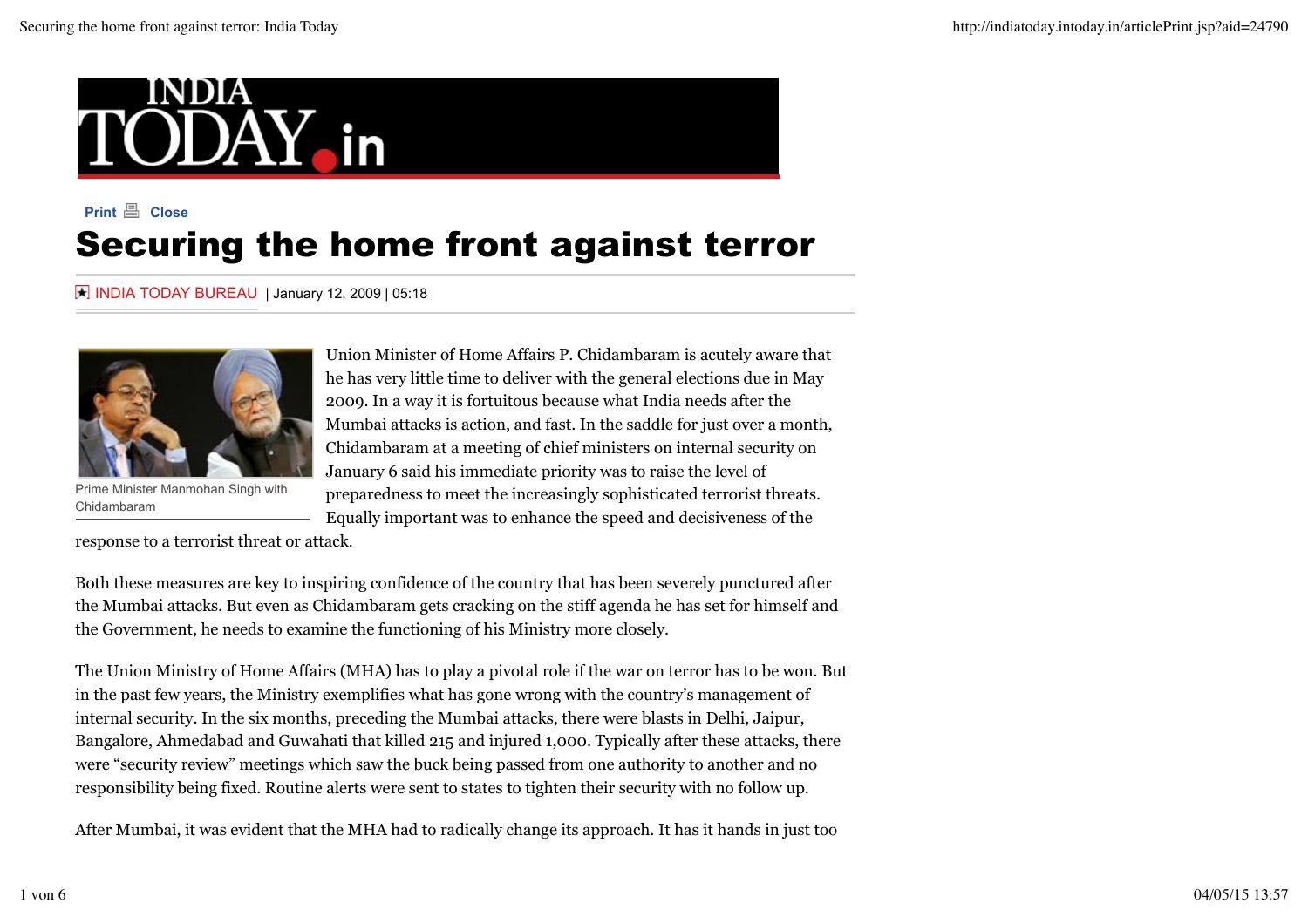# Securing the home front against terror

INDIA TODAY BUREAU | January 12, 2009 | 05:18

Prime Minister Manmohan Singh with Chidambaram

Union Minister of Home Affairs P. Chidambaram is acutely aware that he has very little time to deliver with the general elections due in May 2009. In a way it is fortuitous because what India needs after the Mumbai attacks is action, and fast. In the saddle for just over a month, Chidambaram at a meeting of chief ministers on internal security on January 6 said his immediate priority was to raise the level of preparedness to meet the increasingly sophisticated terrorist threats. Equally important was to enhance the speed and decisiveness of the response to a terrorist threat or attack.

Both these measures are key to inspiring confidence of the country that has been severely punctured after the Mumbai attacks. But even as Chidambaram gets cracking on the stiff agenda he has set for himself and the Government, he needs to examine the functioning of his Ministry more closely.

The Union Ministry of Home Affairs (MHA) has to play a pivotal role if the war on terror has to be won. But in the past few years, the Ministry exemplifies what has gone wrong with the country's management of internal security. In the six months, preceding the Mumbai attacks, there were blasts in Delhi, Jaipur, Bangalore, Ahmedabad and Guwahati that killed 215 and injured 1,000. Typically after these attacks, there were "security review" meetings which saw the buck being passed from one authority to another and no responsibility being fixed. Routine alerts were sent to states to tighten their security with no follow up.

After Mumbai, it was evident that the MHA had to radically change its approach. It has it hands in just too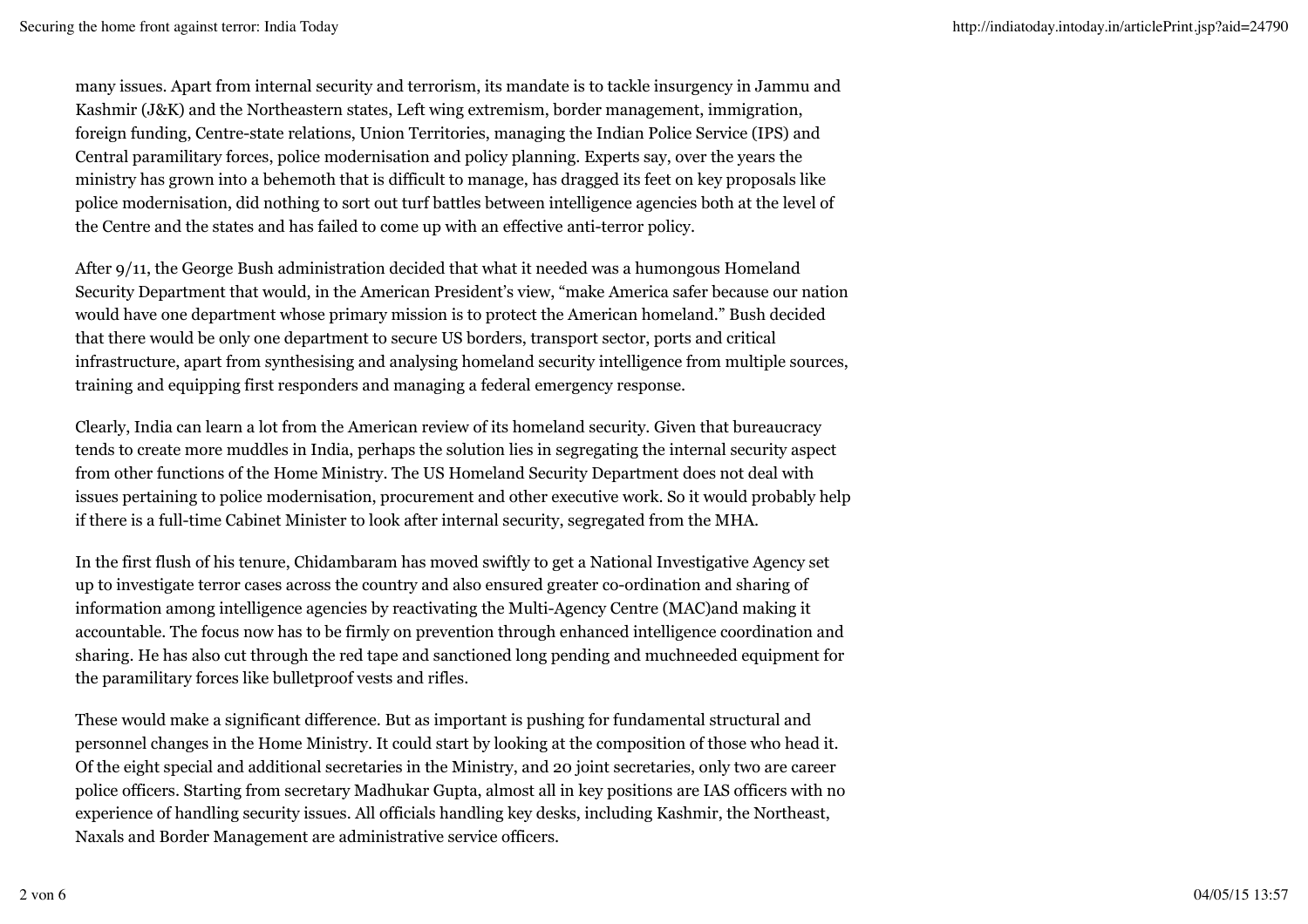many issues. Apart from internal security and terrorism, its mandate is to tackle insurgency in Jammu and Kashmir (J&K) and the Northeastern states, Left wing extremism, border management, immigration, foreign funding, Centre-state relations, Union Territories, managing the Indian Police Service (IPS) and Central paramilitary forces, police modernisation and policy planning. Experts say, over the years the ministry has grown into a behemoth that is difficult to manage, has dragged its feet on key proposals like police modernisation, did nothing to sort out turf battles between intelligence agencies both at the level of the Centre and the states and has failed to come up with an effective anti-terror policy.

After 9/11, the George Bush administration decided that what it needed was a humongous Homeland Security Department that would, in the American President's view, "make America safer because our nation would have one department whose primary mission is to protect the American homeland." Bush decided that there would be only one department to secure US borders, transport sector, ports and critical infrastructure, apart from synthesising and analysing homeland security intelligence from multiple sources, training and equipping first responders and managing a federal emergency response.

Clearly, India can learn a lot from the American review of its homeland security. Given that bureaucracy tends to create more muddles in India, perhaps the solution lies in segregating the internal security aspect from other functions of the Home Ministry. The US Homeland Security Department does not deal with issues pertaining to police modernisation, procurement and other executive work. So it would probably help if there is a full-time Cabinet Minister to look after internal security, segregated from the MHA.

In the first flush of his tenure, Chidambaram has moved swiftly to get a National Investigative Agency set up to investigate terror cases across the country and also ensured greater co-ordination and sharing of information among intelligence agencies by reactivating the Multi-Agency Centre (MAC)and making it accountable. The focus now has to be firmly on prevention through enhanced intelligence coordination and sharing. He has also cut through the red tape and sanctioned long pending and muchneeded equipment for the paramilitary forces like bulletproof vests and rifles.

These would make a significant difference. But as important is pushing for fundamental structural and personnel changes in the Home Ministry. It could start by looking at the composition of those who head it. Of the eight special and additional secretaries in the Ministry, and 20 joint secretaries, only two are career police officers. Starting from secretary Madhukar Gupta, almost all in key positions are IAS officers with no experience of handling security issues. All officials handling key desks, including Kashmir, the Northeast, Naxals and Border Management are administrative service officers.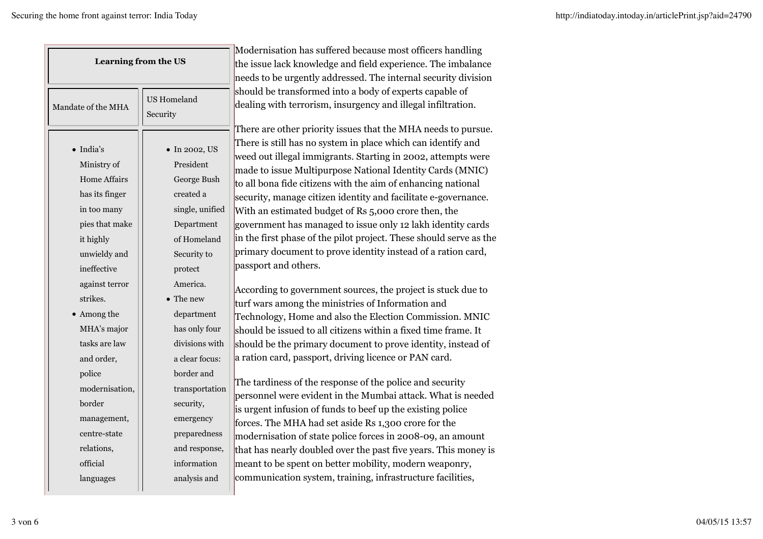| Learning from the US | |
| --- | --- |
| Mandate of the MHA | US Homeland Security |
| • India's Ministry of Home Affairs has its finger in too many pies that make it highly unwieldy and ineffective against terror strikes.<br>• Among the MHA's major tasks are law and order, police modernisation, border management, centre-state relations, official languages | • In 2002, US President George Bush created a single, unified Department of Homeland Security to protect America.<br>• The new department has only four divisions with a clear focus: border and transportation security, emergency preparedness and response, information analysis and |

Modernisation has suffered because most officers handling the issue lack knowledge and field experience. The imbalance needs to be urgently addressed. The internal security division should be transformed into a body of experts capable of dealing with terrorism, insurgency and illegal infiltration.

There are other priority issues that the MHA needs to pursue. There is still has no system in place which can identify and weed out illegal immigrants. Starting in 2002, attempts were made to issue Multipurpose National Identity Cards (MNIC) to all bona fide citizens with the aim of enhancing national security, manage citizen identity and facilitate e-governance. With an estimated budget of Rs 5,000 crore then, the government has managed to issue only 12 lakh identity cards in the first phase of the pilot project. These should serve as the primary document to prove identity instead of a ration card, passport and others.

According to government sources, the project is stuck due to turf wars among the ministries of Information and Technology, Home and also the Election Commission. MNIC should be issued to all citizens within a fixed time frame. It should be the primary document to prove identity, instead of a ration card, passport, driving licence or PAN card.

The tardiness of the response of the police and security personnel were evident in the Mumbai attack. What is needed is urgent infusion of funds to beef up the existing police forces. The MHA had set aside Rs 1,300 crore for the modernisation of state police forces in 2008-09, an amount that has nearly doubled over the past five years. This money is meant to be spent on better mobility, modern weaponry, communication system, training, infrastructure facilities,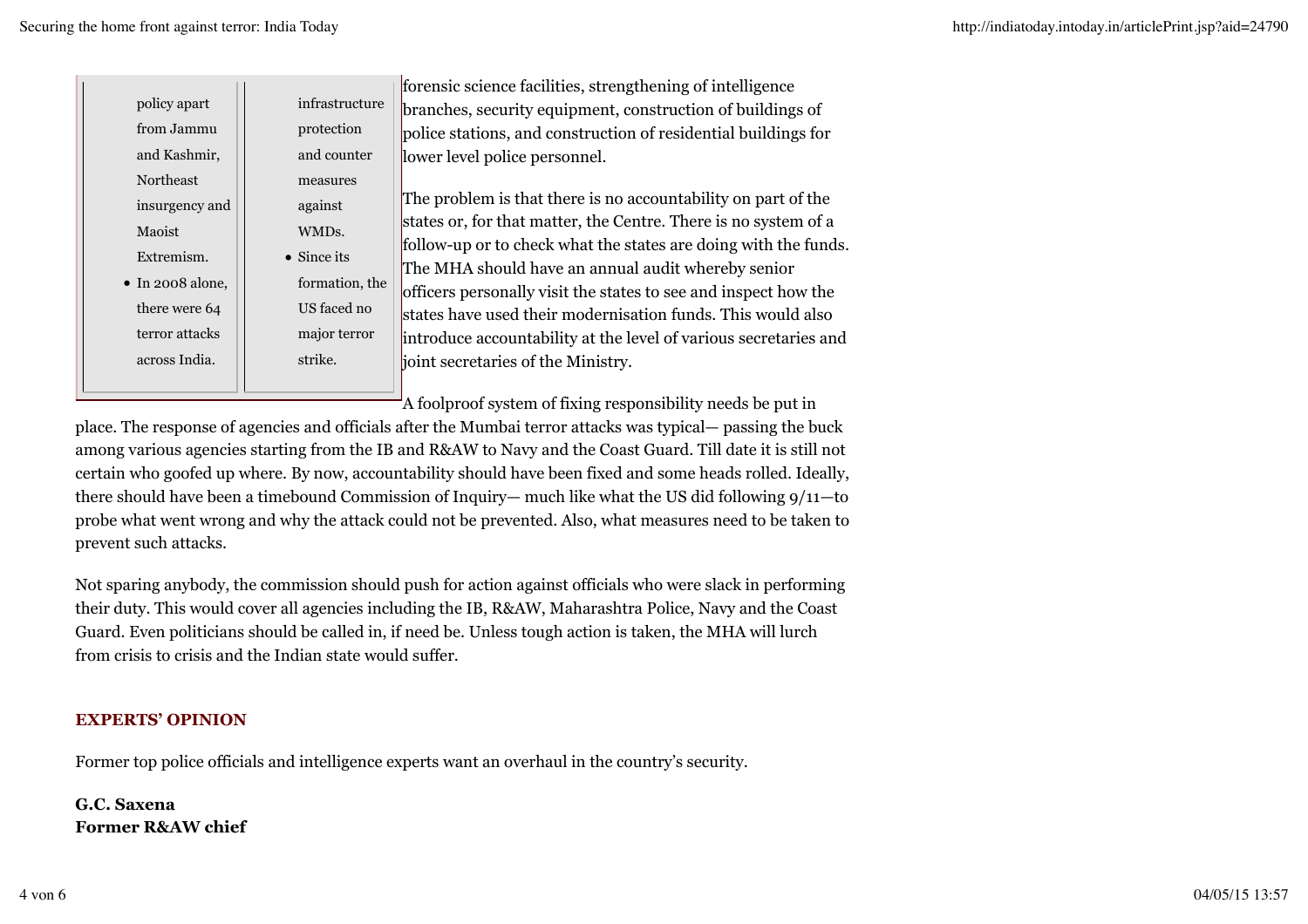policy apart from Jammu and Kashmir, Northeast insurgency and Maoist Extremism.

- In 2008 alone, there were 64 terror attacks across India.

infrastructure protection and counter measures against WMDs.

- Since its formation, the US faced no major terror strike.

forensic science facilities, strengthening of intelligence branches, security equipment, construction of buildings of police stations, and construction of residential buildings for lower level police personnel.

The problem is that there is no accountability on part of the states or, for that matter, the Centre. There is no system of a follow-up or to check what the states are doing with the funds. The MHA should have an annual audit whereby senior officers personally visit the states to see and inspect how the states have used their modernisation funds. This would also introduce accountability at the level of various secretaries and joint secretaries of the Ministry.

A foolproof system of fixing responsibility needs be put in place. The response of agencies and officials after the Mumbai terror attacks was typical— passing the buck among various agencies starting from the IB and R&AW to Navy and the Coast Guard. Till date it is still not certain who goofed up where. By now, accountability should have been fixed and some heads rolled. Ideally, there should have been a timebound Commission of Inquiry— much like what the US did following 9/11—to probe what went wrong and why the attack could not be prevented. Also, what measures need to be taken to prevent such attacks.

Not sparing anybody, the commission should push for action against officials who were slack in performing their duty. This would cover all agencies including the IB, R&AW, Maharashtra Police, Navy and the Coast Guard. Even politicians should be called in, if need be. Unless tough action is taken, the MHA will lurch from crisis to crisis and the Indian state would suffer.

## EXPERTS' OPINION

Former top police officials and intelligence experts want an overhaul in the country's security.

**G.C. Saxena**
**Former R&AW chief**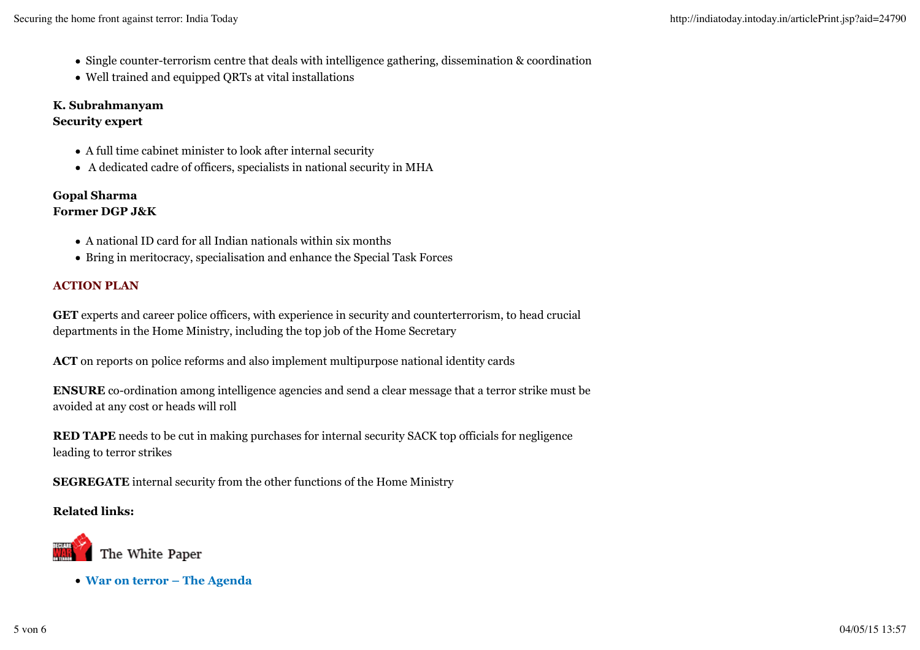- Single counter-terrorism centre that deals with intelligence gathering, dissemination & coordination
- Well trained and equipped QRTs at vital installations

**K. Subrahmanyam**
**Security expert**

- A full time cabinet minister to look after internal security
- A dedicated cadre of officers, specialists in national security in MHA

**Gopal Sharma**
**Former DGP J&K**

- A national ID card for all Indian nationals within six months
- Bring in meritocracy, specialisation and enhance the Special Task Forces

**ACTION PLAN**

**GET** experts and career police officers, with experience in security and counterterrorism, to head crucial departments in the Home Ministry, including the top job of the Home Secretary

**ACT** on reports on police reforms and also implement multipurpose national identity cards

**ENSURE** co-ordination among intelligence agencies and send a clear message that a terror strike must be avoided at any cost or heads will roll

**RED TAPE** needs to be cut in making purchases for internal security SACK top officials for negligence leading to terror strikes

**SEGREGATE** internal security from the other functions of the Home Ministry

**Related links:**

The White Paper

- **War on terror – The Agenda**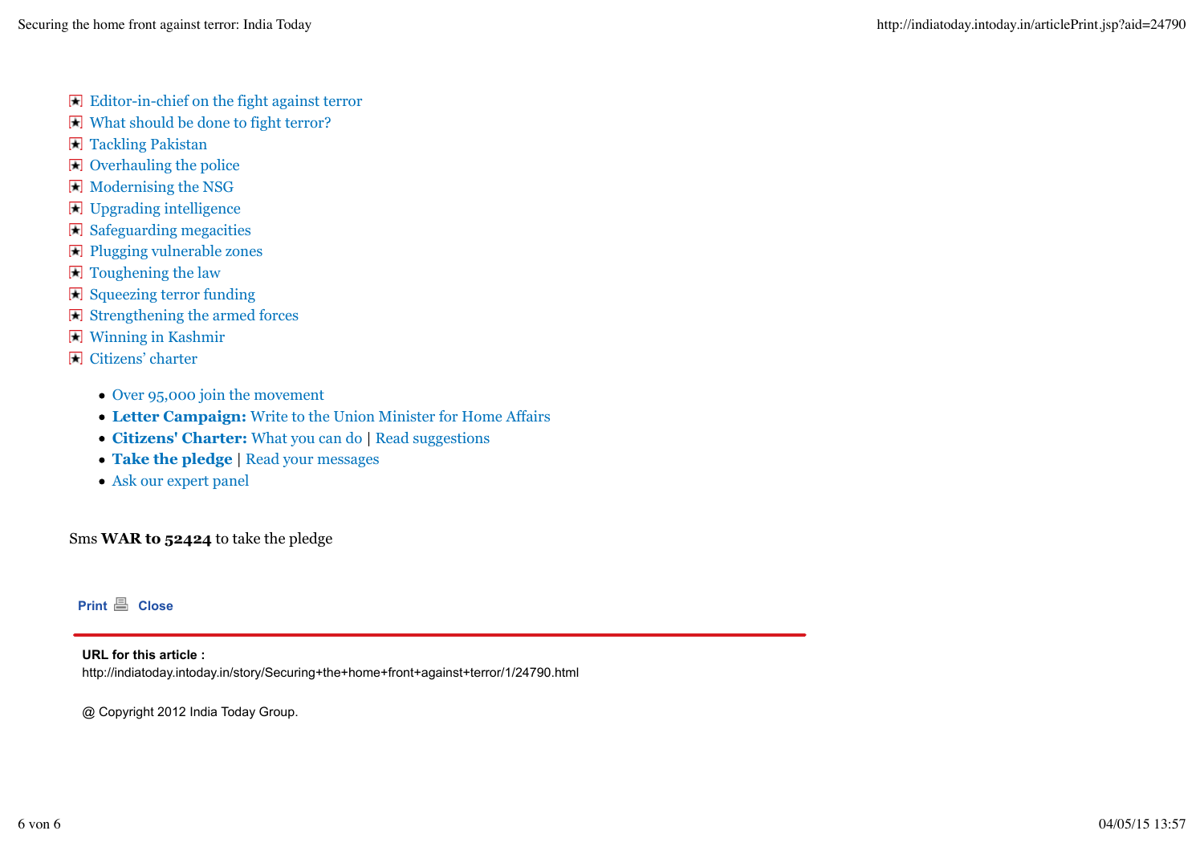- Editor-in-chief on the fight against terror
- What should be done to fight terror?
- Tackling Pakistan
- Overhauling the police
- Modernising the NSG
- Upgrading intelligence
- Safeguarding megacities
- Plugging vulnerable zones
- Toughening the law
- Squeezing terror funding
- Strengthening the armed forces
- Winning in Kashmir
- Citizens' charter

  - Over 95,000 join the movement
  - **Letter Campaign:** Write to the Union Minister for Home Affairs
  - **Citizens' Charter:** What you can do | Read suggestions
  - **Take the pledge** | Read your messages
  - Ask our expert panel

Sms **WAR to 52424** to take the pledge

**Print** **Close**

---

**URL for this article :**
http://indiatoday.intoday.in/story/Securing+the+home+front+against+terror/1/24790.html

@ Copyright 2012 India Today Group.